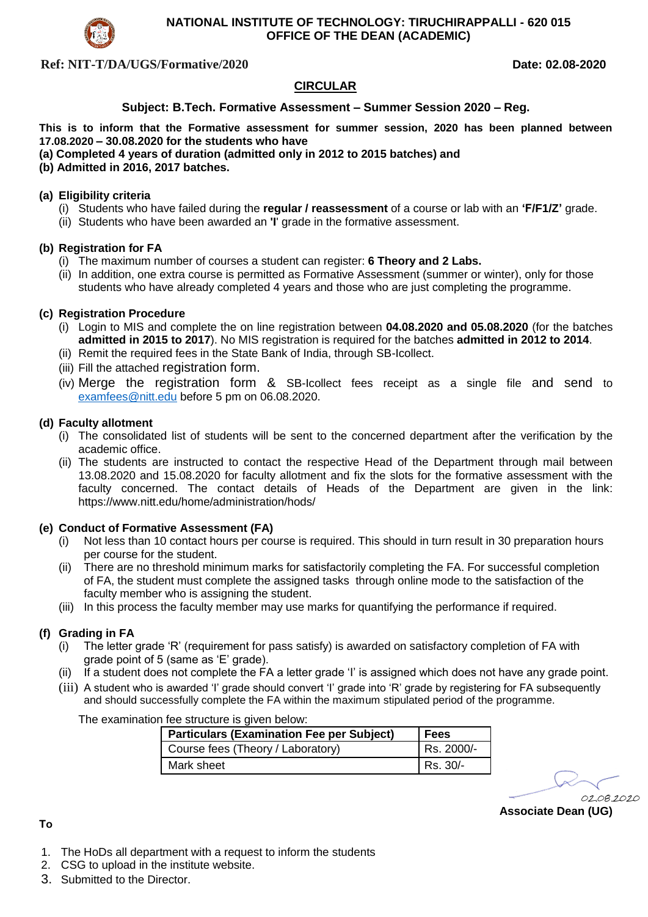# NATIONAL INSTITUTE OF TECHNOLOGY: TIRUCHIRAPPALLI - 620 015
## OFFICE OF THE DEAN (ACADEMIC)

**Ref: NIT-T/DA/UGS/Formative/2020** **Date: 02.08-2020**

## CIRCULAR

### Subject: B.Tech. Formative Assessment – Summer Session 2020 – Reg.

**This is to inform that the Formative assessment for summer session, 2020 has been planned between 17.08.2020 – 30.08.2020 for the students who have**
**(a) Completed 4 years of duration (admitted only in 2012 to 2015 batches) and**
**(b) Admitted in 2016, 2017 batches.**

**(a) Eligibility criteria**

(i) Students who have failed during the **regular / reassessment** of a course or lab with an **'F/F1/Z'** grade.
(ii) Students who have been awarded an **'I'** grade in the formative assessment.

**(b) Registration for FA**

(i) The maximum number of courses a student can register: **6 Theory and 2 Labs.**
(ii) In addition, one extra course is permitted as Formative Assessment (summer or winter), only for those students who have already completed 4 years and those who are just completing the programme.

**(c) Registration Procedure**

(i) Login to MIS and complete the on line registration between **04.08.2020 and 05.08.2020** (for the batches **admitted in 2015 to 2017**). No MIS registration is required for the batches **admitted in 2012 to 2014**.
(ii) Remit the required fees in the State Bank of India, through SB-Icollect.
(iii) Fill the attached registration form.
(iv) Merge the registration form & SB-Icollect fees receipt as a single file and send to examfees@nitt.edu before 5 pm on 06.08.2020.

**(d) Faculty allotment**

(i) The consolidated list of students will be sent to the concerned department after the verification by the academic office.
(ii) The students are instructed to contact the respective Head of the Department through mail between 13.08.2020 and 15.08.2020 for faculty allotment and fix the slots for the formative assessment with the faculty concerned. The contact details of Heads of the Department are given in the link: https://www.nitt.edu/home/administration/hods/

**(e) Conduct of Formative Assessment (FA)**

(i) Not less than 10 contact hours per course is required. This should in turn result in 30 preparation hours per course for the student.
(ii) There are no threshold minimum marks for satisfactorily completing the FA. For successful completion of FA, the student must complete the assigned tasks through online mode to the satisfaction of the faculty member who is assigning the student.
(iii) In this process the faculty member may use marks for quantifying the performance if required.

**(f) Grading in FA**

(i) The letter grade 'R' (requirement for pass satisfy) is awarded on satisfactory completion of FA with grade point of 5 (same as 'E' grade).
(ii) If a student does not complete the FA a letter grade 'I' is assigned which does not have any grade point.
(iii) A student who is awarded 'I' grade should convert 'I' grade into 'R' grade by registering for FA subsequently and should successfully complete the FA within the maximum stipulated period of the programme.

The examination fee structure is given below:

| Particulars (Examination Fee per Subject) | Fees |
|---|---|
| Course fees (Theory / Laboratory) | Rs. 2000/- |
| Mark sheet | Rs. 30/- |

02.08.2020
**Associate Dean (UG)**

**To**

1. The HoDs all department with a request to inform the students
2. CSG to upload in the institute website.
3. Submitted to the Director.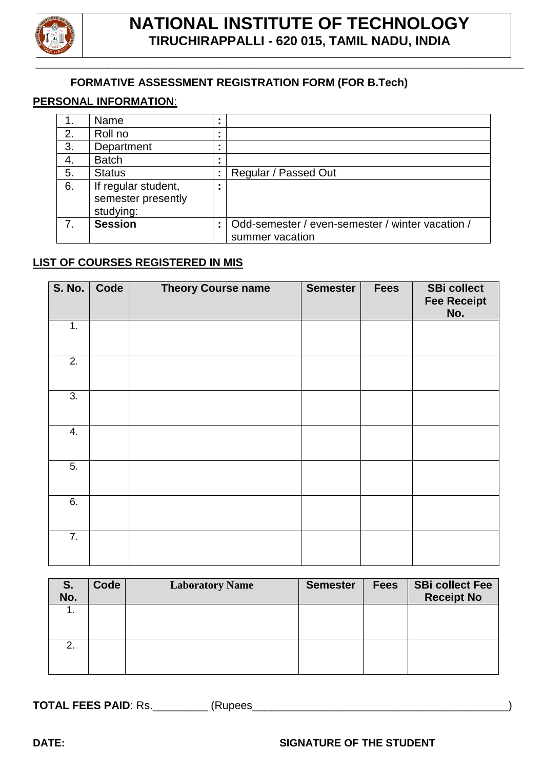# NATIONAL INSTITUTE OF TECHNOLOGY

**TIRUCHIRAPPALLI - 620 015, TAMIL NADU, INDIA**

## FORMATIVE ASSESSMENT REGISTRATION FORM (FOR B.Tech)

**PERSONAL INFORMATION**:

| | | | |
|---|---|---|---|
| 1. | Name | : | |
| 2. | Roll no | : | |
| 3. | Department | : | |
| 4. | Batch | : | |
| 5. | Status | : | Regular / Passed Out |
| 6. | If regular student, semester presently studying: | : | |
| 7. | **Session** | : | Odd-semester / even-semester / winter vacation / summer vacation |

**LIST OF COURSES REGISTERED IN MIS**

| S. No. | Code | Theory Course name | Semester | Fees | SBi collect Fee Receipt No. |
|---|---|---|---|---|---|
| 1. | | | | | |
| 2. | | | | | |
| 3. | | | | | |
| 4. | | | | | |
| 5. | | | | | |
| 6. | | | | | |
| 7. | | | | | |

| S. No. | Code | Laboratory Name | Semester | Fees | SBi collect Fee Receipt No |
|---|---|---|---|---|---|
| 1. | | | | | |
| 2. | | | | | |

**TOTAL FEES PAID**: Rs.\_\_\_\_\_\_\_\_\_ (Rupees\_\_\_\_\_\_\_\_\_\_\_\_\_\_\_\_\_\_\_\_\_\_\_\_\_\_\_\_\_\_\_\_\_\_\_\_\_\_\_\_\_\_)

**DATE:** **SIGNATURE OF THE STUDENT**